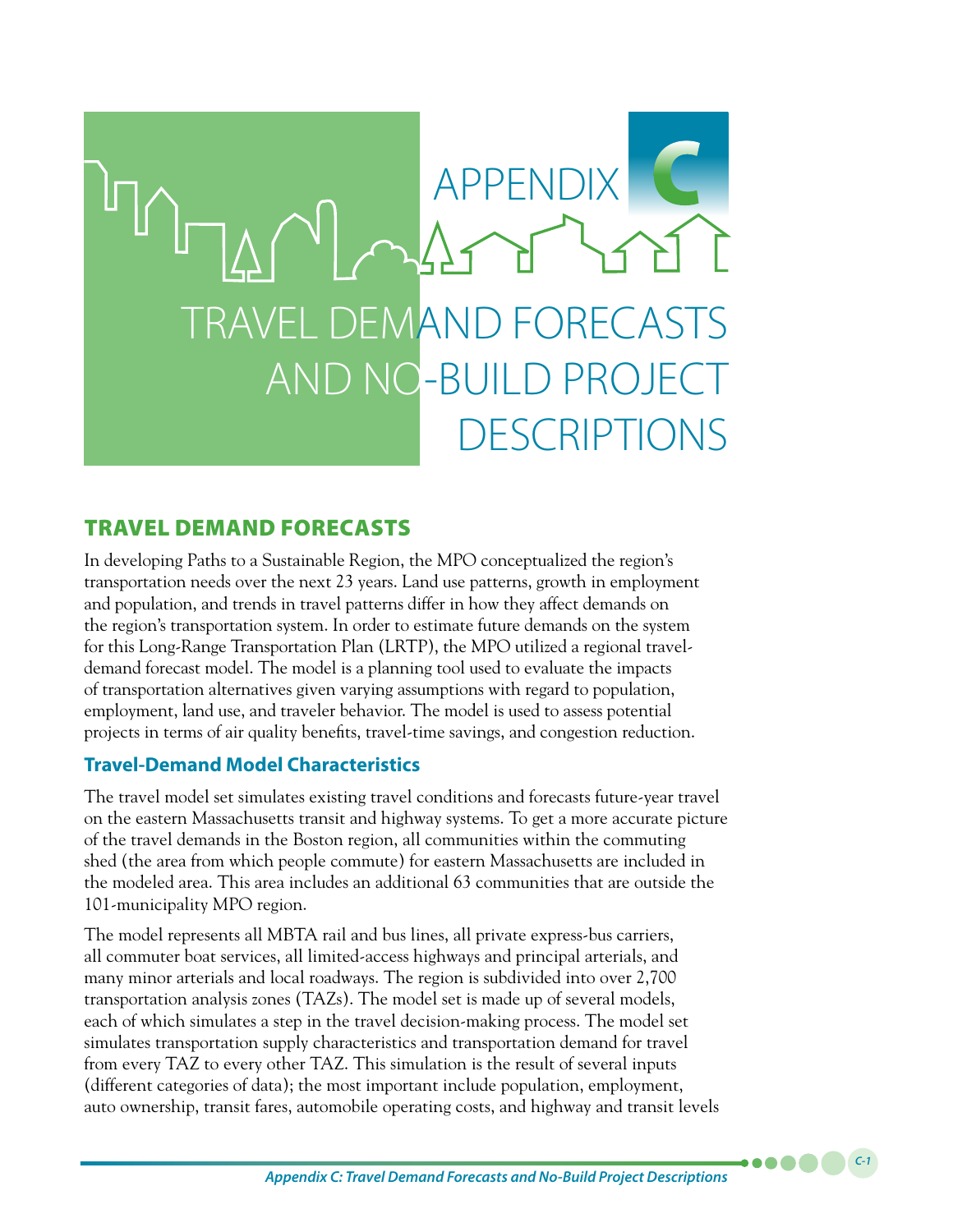# APPENDIX C

# TRAVEL DEMAND FORECASTS AND NO-BUILD PROJECT DESCRIPTIONS

## TRAVEL DEMAND FORECASTS

In developing Paths to a Sustainable Region, the MPO conceptualized the region's transportation needs over the next 23 years. Land use patterns, growth in employment and population, and trends in travel patterns differ in how they affect demands on the region's transportation system. In order to estimate future demands on the system for this Long-Range Transportation Plan (LRTP), the MPO utilized a regional travel-demand forecast model. The model is a planning tool used to evaluate the impacts of transportation alternatives given varying assumptions with regard to population, employment, land use, and traveler behavior. The model is used to assess potential projects in terms of air quality benefits, travel-time savings, and congestion reduction.

### Travel-Demand Model Characteristics

The travel model set simulates existing travel conditions and forecasts future-year travel on the eastern Massachusetts transit and highway systems. To get a more accurate picture of the travel demands in the Boston region, all communities within the commuting shed (the area from which people commute) for eastern Massachusetts are included in the modeled area. This area includes an additional 63 communities that are outside the 101-municipality MPO region.

The model represents all MBTA rail and bus lines, all private express-bus carriers, all commuter boat services, all limited-access highways and principal arterials, and many minor arterials and local roadways. The region is subdivided into over 2,700 transportation analysis zones (TAZs). The model set is made up of several models, each of which simulates a step in the travel decision-making process. The model set simulates transportation supply characteristics and transportation demand for travel from every TAZ to every other TAZ. This simulation is the result of several inputs (different categories of data); the most important include population, employment, auto ownership, transit fares, automobile operating costs, and highway and transit levels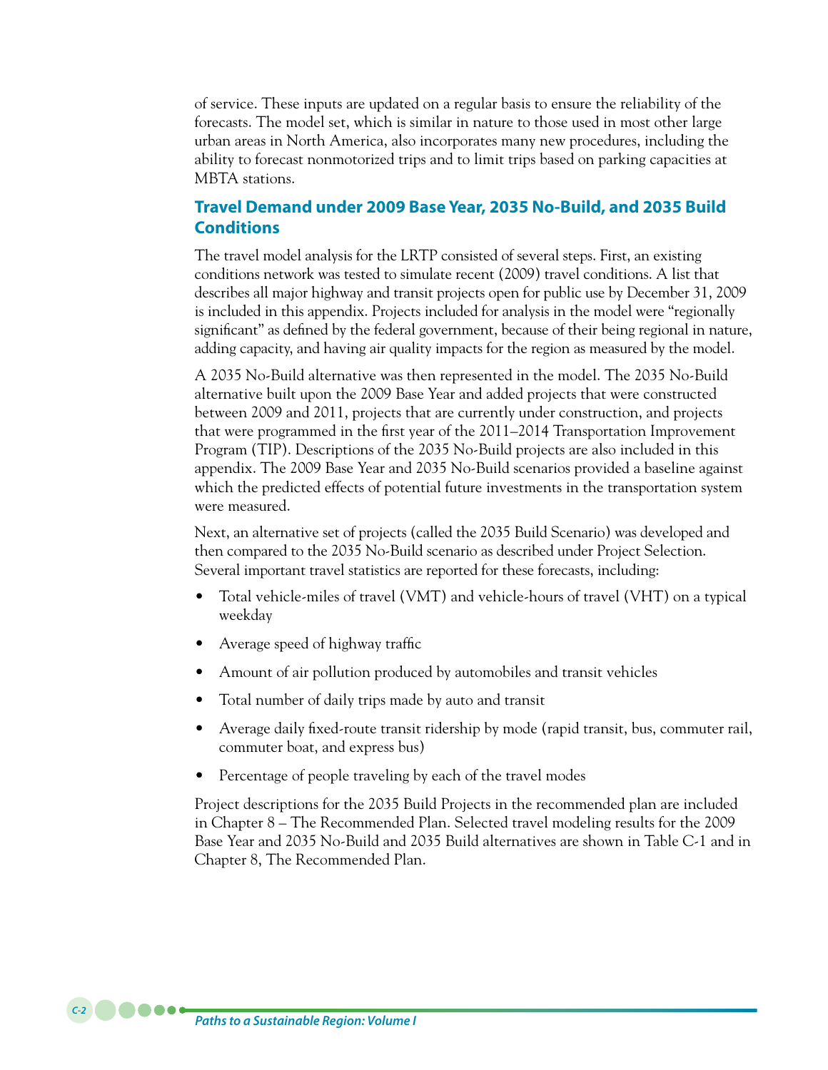of service. These inputs are updated on a regular basis to ensure the reliability of the forecasts. The model set, which is similar in nature to those used in most other large urban areas in North America, also incorporates many new procedures, including the ability to forecast nonmotorized trips and to limit trips based on parking capacities at MBTA stations.

## Travel Demand under 2009 Base Year, 2035 No-Build, and 2035 Build Conditions

The travel model analysis for the LRTP consisted of several steps. First, an existing conditions network was tested to simulate recent (2009) travel conditions. A list that describes all major highway and transit projects open for public use by December 31, 2009 is included in this appendix. Projects included for analysis in the model were "regionally significant" as defined by the federal government, because of their being regional in nature, adding capacity, and having air quality impacts for the region as measured by the model.

A 2035 No-Build alternative was then represented in the model. The 2035 No-Build alternative built upon the 2009 Base Year and added projects that were constructed between 2009 and 2011, projects that are currently under construction, and projects that were programmed in the first year of the 2011–2014 Transportation Improvement Program (TIP). Descriptions of the 2035 No-Build projects are also included in this appendix. The 2009 Base Year and 2035 No-Build scenarios provided a baseline against which the predicted effects of potential future investments in the transportation system were measured.

Next, an alternative set of projects (called the 2035 Build Scenario) was developed and then compared to the 2035 No-Build scenario as described under Project Selection. Several important travel statistics are reported for these forecasts, including:

- Total vehicle-miles of travel (VMT) and vehicle-hours of travel (VHT) on a typical weekday
- Average speed of highway traffic
- Amount of air pollution produced by automobiles and transit vehicles
- Total number of daily trips made by auto and transit
- Average daily fixed-route transit ridership by mode (rapid transit, bus, commuter rail, commuter boat, and express bus)
- Percentage of people traveling by each of the travel modes

Project descriptions for the 2035 Build Projects in the recommended plan are included in Chapter 8 – The Recommended Plan. Selected travel modeling results for the 2009 Base Year and 2035 No-Build and 2035 Build alternatives are shown in Table C-1 and in Chapter 8, The Recommended Plan.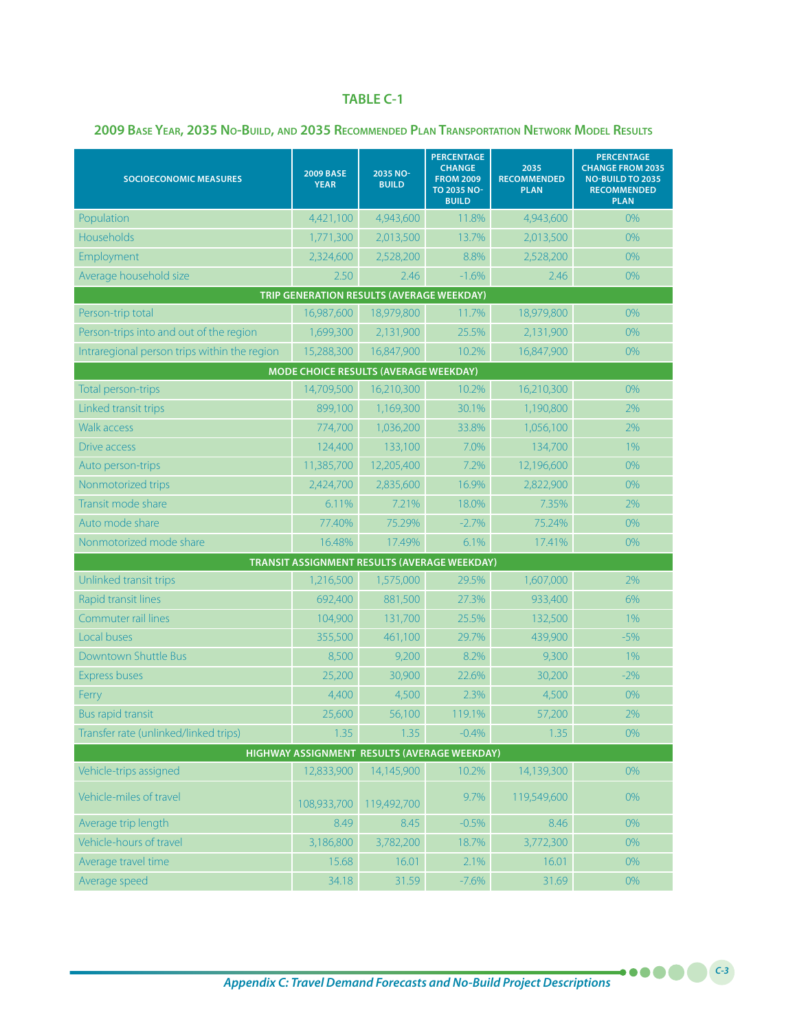## TABLE C-1

### 2009 Base Year, 2035 No-Build, and 2035 Recommended Plan Transportation Network Model Results

| SOCIOECONOMIC MEASURES | 2009 BASE YEAR | 2035 NO-BUILD | PERCENTAGE CHANGE FROM 2009 TO 2035 NO-BUILD | 2035 RECOMMENDED PLAN | PERCENTAGE CHANGE FROM 2035 NO-BUILD TO 2035 RECOMMENDED PLAN |
|---|---|---|---|---|---|
| Population | 4,421,100 | 4,943,600 | 11.8% | 4,943,600 | 0% |
| Households | 1,771,300 | 2,013,500 | 13.7% | 2,013,500 | 0% |
| Employment | 2,324,600 | 2,528,200 | 8.8% | 2,528,200 | 0% |
| Average household size | 2.50 | 2.46 | -1.6% | 2.46 | 0% |
| **TRIP GENERATION RESULTS (AVERAGE WEEKDAY)** | | | | | |
| Person-trip total | 16,987,600 | 18,979,800 | 11.7% | 18,979,800 | 0% |
| Person-trips into and out of the region | 1,699,300 | 2,131,900 | 25.5% | 2,131,900 | 0% |
| Intraregional person trips within the region | 15,288,300 | 16,847,900 | 10.2% | 16,847,900 | 0% |
| **MODE CHOICE RESULTS (AVERAGE WEEKDAY)** | | | | | |
| Total person-trips | 14,709,500 | 16,210,300 | 10.2% | 16,210,300 | 0% |
| Linked transit trips | 899,100 | 1,169,300 | 30.1% | 1,190,800 | 2% |
| Walk access | 774,700 | 1,036,200 | 33.8% | 1,056,100 | 2% |
| Drive access | 124,400 | 133,100 | 7.0% | 134,700 | 1% |
| Auto person-trips | 11,385,700 | 12,205,400 | 7.2% | 12,196,600 | 0% |
| Nonmotorized trips | 2,424,700 | 2,835,600 | 16.9% | 2,822,900 | 0% |
| Transit mode share | 6.11% | 7.21% | 18.0% | 7.35% | 2% |
| Auto mode share | 77.40% | 75.29% | -2.7% | 75.24% | 0% |
| Nonmotorized mode share | 16.48% | 17.49% | 6.1% | 17.41% | 0% |
| **TRANSIT ASSIGNMENT RESULTS (AVERAGE WEEKDAY)** | | | | | |
| Unlinked transit trips | 1,216,500 | 1,575,000 | 29.5% | 1,607,000 | 2% |
| Rapid transit lines | 692,400 | 881,500 | 27.3% | 933,400 | 6% |
| Commuter rail lines | 104,900 | 131,700 | 25.5% | 132,500 | 1% |
| Local buses | 355,500 | 461,100 | 29.7% | 439,900 | -5% |
| Downtown Shuttle Bus | 8,500 | 9,200 | 8.2% | 9,300 | 1% |
| Express buses | 25,200 | 30,900 | 22.6% | 30,200 | -2% |
| Ferry | 4,400 | 4,500 | 2.3% | 4,500 | 0% |
| Bus rapid transit | 25,600 | 56,100 | 119.1% | 57,200 | 2% |
| Transfer rate (unlinked/linked trips) | 1.35 | 1.35 | -0.4% | 1.35 | 0% |
| **HIGHWAY ASSIGNMENT RESULTS (AVERAGE WEEKDAY)** | | | | | |
| Vehicle-trips assigned | 12,833,900 | 14,145,900 | 10.2% | 14,139,300 | 0% |
| Vehicle-miles of travel | 108,933,700 | 119,492,700 | 9.7% | 119,549,600 | 0% |
| Average trip length | 8.49 | 8.45 | -0.5% | 8.46 | 0% |
| Vehicle-hours of travel | 3,186,800 | 3,782,200 | 18.7% | 3,772,300 | 0% |
| Average travel time | 15.68 | 16.01 | 2.1% | 16.01 | 0% |
| Average speed | 34.18 | 31.59 | -7.6% | 31.69 | 0% |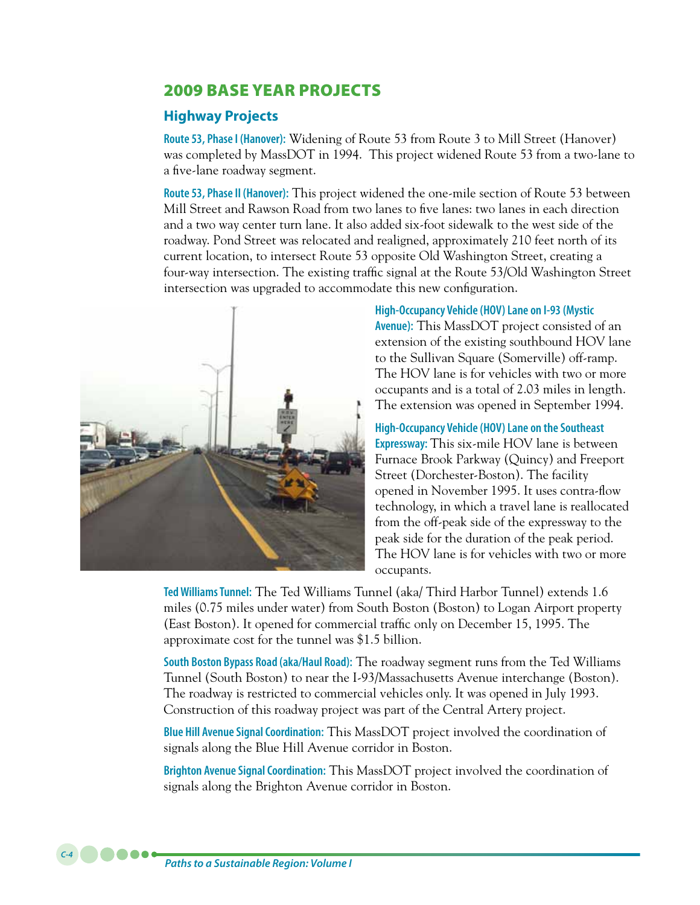## 2009 BASE YEAR PROJECTS

### Highway Projects

**Route 53, Phase I (Hanover):** Widening of Route 53 from Route 3 to Mill Street (Hanover) was completed by MassDOT in 1994. This project widened Route 53 from a two-lane to a five-lane roadway segment.

**Route 53, Phase II (Hanover):** This project widened the one-mile section of Route 53 between Mill Street and Rawson Road from two lanes to five lanes: two lanes in each direction and a two way center turn lane. It also added six-foot sidewalk to the west side of the roadway. Pond Street was relocated and realigned, approximately 210 feet north of its current location, to intersect Route 53 opposite Old Washington Street, creating a four-way intersection. The existing traffic signal at the Route 53/Old Washington Street intersection was upgraded to accommodate this new configuration.

**High-Occupancy Vehicle (HOV) Lane on I-93 (Mystic Avenue):** This MassDOT project consisted of an extension of the existing southbound HOV lane to the Sullivan Square (Somerville) off-ramp. The HOV lane is for vehicles with two or more occupants and is a total of 2.03 miles in length. The extension was opened in September 1994.

**High-Occupancy Vehicle (HOV) Lane on the Southeast Expressway:** This six-mile HOV lane is between Furnace Brook Parkway (Quincy) and Freeport Street (Dorchester-Boston). The facility opened in November 1995. It uses contra-flow technology, in which a travel lane is reallocated from the off-peak side of the expressway to the peak side for the duration of the peak period. The HOV lane is for vehicles with two or more occupants.

**Ted Williams Tunnel:** The Ted Williams Tunnel (aka/ Third Harbor Tunnel) extends 1.6 miles (0.75 miles under water) from South Boston (Boston) to Logan Airport property (East Boston). It opened for commercial traffic only on December 15, 1995. The approximate cost for the tunnel was $1.5 billion.

**South Boston Bypass Road (aka/Haul Road):** The roadway segment runs from the Ted Williams Tunnel (South Boston) to near the I-93/Massachusetts Avenue interchange (Boston). The roadway is restricted to commercial vehicles only. It was opened in July 1993. Construction of this roadway project was part of the Central Artery project.

**Blue Hill Avenue Signal Coordination:** This MassDOT project involved the coordination of signals along the Blue Hill Avenue corridor in Boston.

**Brighton Avenue Signal Coordination:** This MassDOT project involved the coordination of signals along the Brighton Avenue corridor in Boston.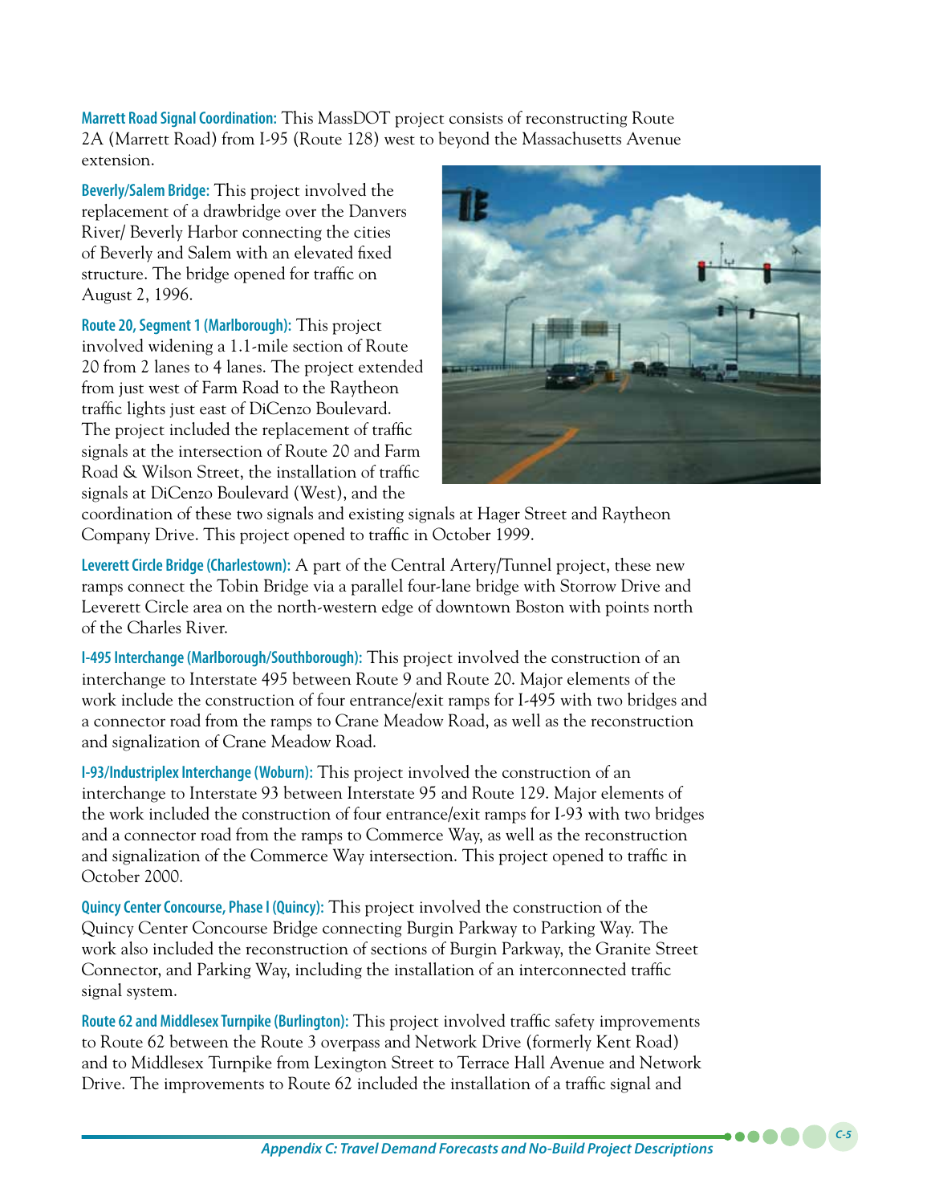**Marrett Road Signal Coordination:** This MassDOT project consists of reconstructing Route 2A (Marrett Road) from I-95 (Route 128) west to beyond the Massachusetts Avenue extension.

**Beverly/Salem Bridge:** This project involved the replacement of a drawbridge over the Danvers River/ Beverly Harbor connecting the cities of Beverly and Salem with an elevated fixed structure. The bridge opened for traffic on August 2, 1996.

**Route 20, Segment 1 (Marlborough):** This project involved widening a 1.1-mile section of Route 20 from 2 lanes to 4 lanes. The project extended from just west of Farm Road to the Raytheon traffic lights just east of DiCenzo Boulevard. The project included the replacement of traffic signals at the intersection of Route 20 and Farm Road & Wilson Street, the installation of traffic signals at DiCenzo Boulevard (West), and the coordination of these two signals and existing signals at Hager Street and Raytheon Company Drive. This project opened to traffic in October 1999.

**Leverett Circle Bridge (Charlestown):** A part of the Central Artery/Tunnel project, these new ramps connect the Tobin Bridge via a parallel four-lane bridge with Storrow Drive and Leverett Circle area on the north-western edge of downtown Boston with points north of the Charles River.

**I-495 Interchange (Marlborough/Southborough):** This project involved the construction of an interchange to Interstate 495 between Route 9 and Route 20. Major elements of the work include the construction of four entrance/exit ramps for I-495 with two bridges and a connector road from the ramps to Crane Meadow Road, as well as the reconstruction and signalization of Crane Meadow Road.

**I-93/Industriplex Interchange (Woburn):** This project involved the construction of an interchange to Interstate 93 between Interstate 95 and Route 129. Major elements of the work included the construction of four entrance/exit ramps for I-93 with two bridges and a connector road from the ramps to Commerce Way, as well as the reconstruction and signalization of the Commerce Way intersection. This project opened to traffic in October 2000.

**Quincy Center Concourse, Phase I (Quincy):** This project involved the construction of the Quincy Center Concourse Bridge connecting Burgin Parkway to Parking Way. The work also included the reconstruction of sections of Burgin Parkway, the Granite Street Connector, and Parking Way, including the installation of an interconnected traffic signal system.

**Route 62 and Middlesex Turnpike (Burlington):** This project involved traffic safety improvements to Route 62 between the Route 3 overpass and Network Drive (formerly Kent Road) and to Middlesex Turnpike from Lexington Street to Terrace Hall Avenue and Network Drive. The improvements to Route 62 included the installation of a traffic signal and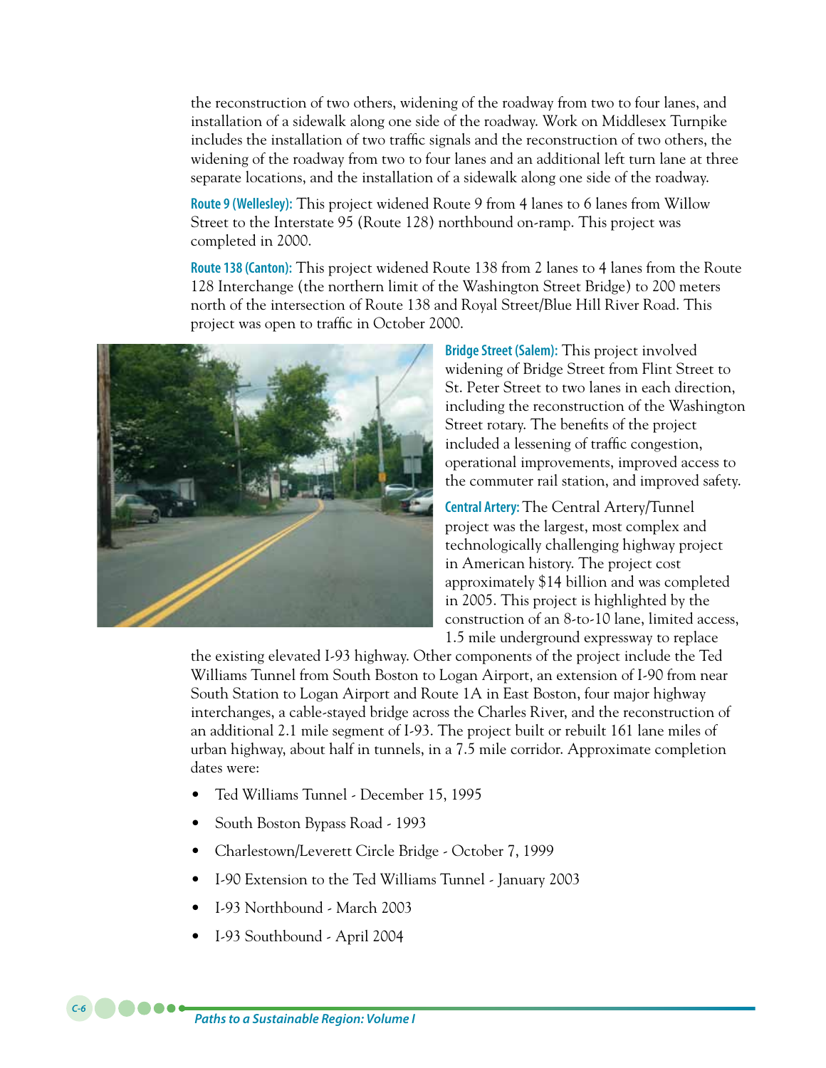the reconstruction of two others, widening of the roadway from two to four lanes, and installation of a sidewalk along one side of the roadway. Work on Middlesex Turnpike includes the installation of two traffic signals and the reconstruction of two others, the widening of the roadway from two to four lanes and an additional left turn lane at three separate locations, and the installation of a sidewalk along one side of the roadway.

**Route 9 (Wellesley):** This project widened Route 9 from 4 lanes to 6 lanes from Willow Street to the Interstate 95 (Route 128) northbound on-ramp. This project was completed in 2000.

**Route 138 (Canton):** This project widened Route 138 from 2 lanes to 4 lanes from the Route 128 Interchange (the northern limit of the Washington Street Bridge) to 200 meters north of the intersection of Route 138 and Royal Street/Blue Hill River Road. This project was open to traffic in October 2000.

**Bridge Street (Salem):** This project involved widening of Bridge Street from Flint Street to St. Peter Street to two lanes in each direction, including the reconstruction of the Washington Street rotary. The benefits of the project included a lessening of traffic congestion, operational improvements, improved access to the commuter rail station, and improved safety.

**Central Artery:** The Central Artery/Tunnel project was the largest, most complex and technologically challenging highway project in American history. The project cost approximately $14 billion and was completed in 2005. This project is highlighted by the construction of an 8-to-10 lane, limited access, 1.5 mile underground expressway to replace the existing elevated I-93 highway. Other components of the project include the Ted Williams Tunnel from South Boston to Logan Airport, an extension of I-90 from near South Station to Logan Airport and Route 1A in East Boston, four major highway interchanges, a cable-stayed bridge across the Charles River, and the reconstruction of an additional 2.1 mile segment of I-93. The project built or rebuilt 161 lane miles of urban highway, about half in tunnels, in a 7.5 mile corridor. Approximate completion dates were:

- Ted Williams Tunnel - December 15, 1995
- South Boston Bypass Road - 1993
- Charlestown/Leverett Circle Bridge - October 7, 1999
- I-90 Extension to the Ted Williams Tunnel - January 2003
- I-93 Northbound - March 2003
- I-93 Southbound - April 2004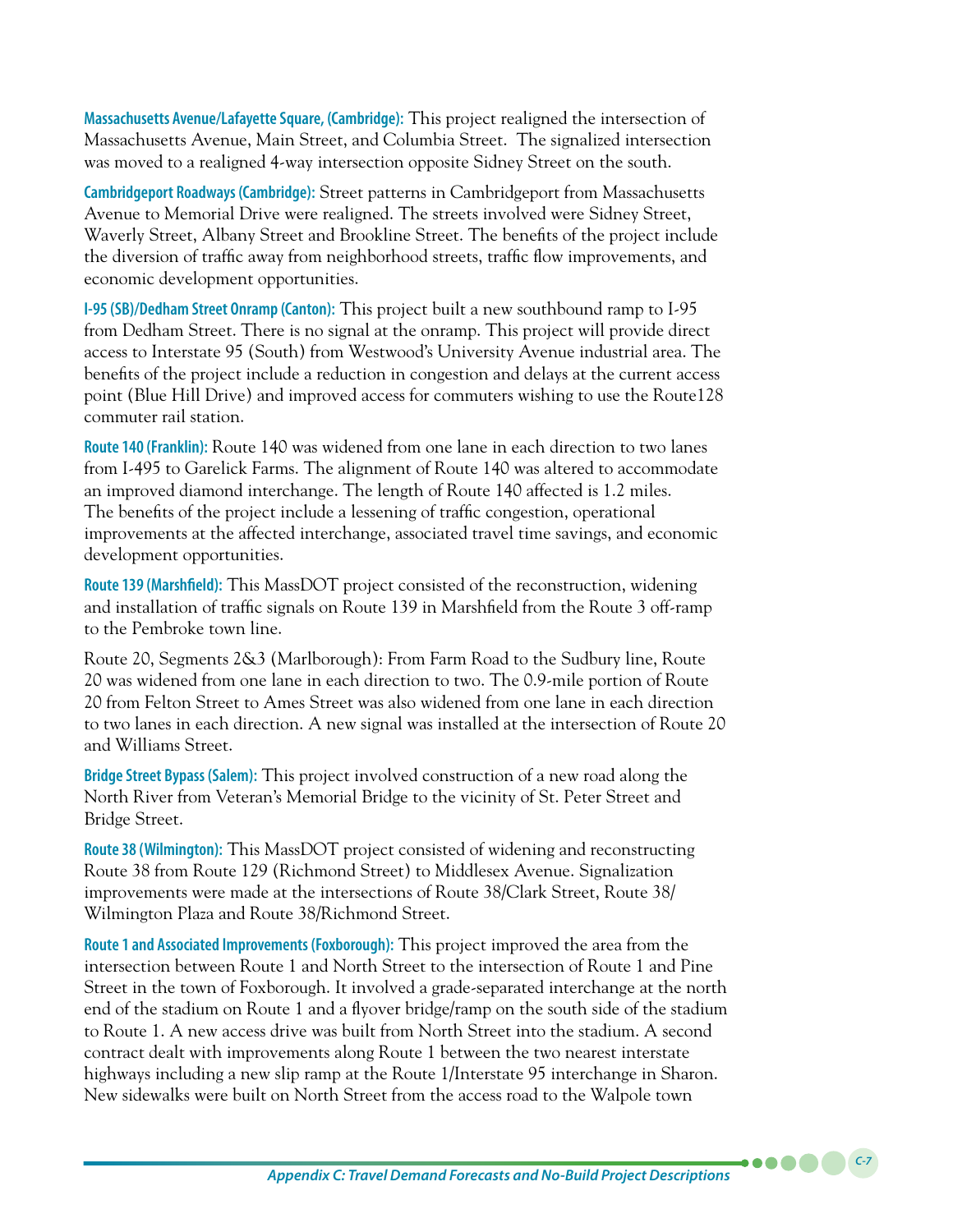**Massachusetts Avenue/Lafayette Square, (Cambridge):** This project realigned the intersection of Massachusetts Avenue, Main Street, and Columbia Street. The signalized intersection was moved to a realigned 4-way intersection opposite Sidney Street on the south.

**Cambridgeport Roadways (Cambridge):** Street patterns in Cambridgeport from Massachusetts Avenue to Memorial Drive were realigned. The streets involved were Sidney Street, Waverly Street, Albany Street and Brookline Street. The benefits of the project include the diversion of traffic away from neighborhood streets, traffic flow improvements, and economic development opportunities.

**I-95 (SB)/Dedham Street Onramp (Canton):** This project built a new southbound ramp to I-95 from Dedham Street. There is no signal at the onramp. This project will provide direct access to Interstate 95 (South) from Westwood's University Avenue industrial area. The benefits of the project include a reduction in congestion and delays at the current access point (Blue Hill Drive) and improved access for commuters wishing to use the Route128 commuter rail station.

**Route 140 (Franklin):** Route 140 was widened from one lane in each direction to two lanes from I-495 to Garelick Farms. The alignment of Route 140 was altered to accommodate an improved diamond interchange. The length of Route 140 affected is 1.2 miles. The benefits of the project include a lessening of traffic congestion, operational improvements at the affected interchange, associated travel time savings, and economic development opportunities.

**Route 139 (Marshfield):** This MassDOT project consisted of the reconstruction, widening and installation of traffic signals on Route 139 in Marshfield from the Route 3 off-ramp to the Pembroke town line.

Route 20, Segments 2&3 (Marlborough): From Farm Road to the Sudbury line, Route 20 was widened from one lane in each direction to two. The 0.9-mile portion of Route 20 from Felton Street to Ames Street was also widened from one lane in each direction to two lanes in each direction. A new signal was installed at the intersection of Route 20 and Williams Street.

**Bridge Street Bypass (Salem):** This project involved construction of a new road along the North River from Veteran's Memorial Bridge to the vicinity of St. Peter Street and Bridge Street.

**Route 38 (Wilmington):** This MassDOT project consisted of widening and reconstructing Route 38 from Route 129 (Richmond Street) to Middlesex Avenue. Signalization improvements were made at the intersections of Route 38/Clark Street, Route 38/ Wilmington Plaza and Route 38/Richmond Street.

**Route 1 and Associated Improvements (Foxborough):** This project improved the area from the intersection between Route 1 and North Street to the intersection of Route 1 and Pine Street in the town of Foxborough. It involved a grade-separated interchange at the north end of the stadium on Route 1 and a flyover bridge/ramp on the south side of the stadium to Route 1. A new access drive was built from North Street into the stadium. A second contract dealt with improvements along Route 1 between the two nearest interstate highways including a new slip ramp at the Route 1/Interstate 95 interchange in Sharon. New sidewalks were built on North Street from the access road to the Walpole town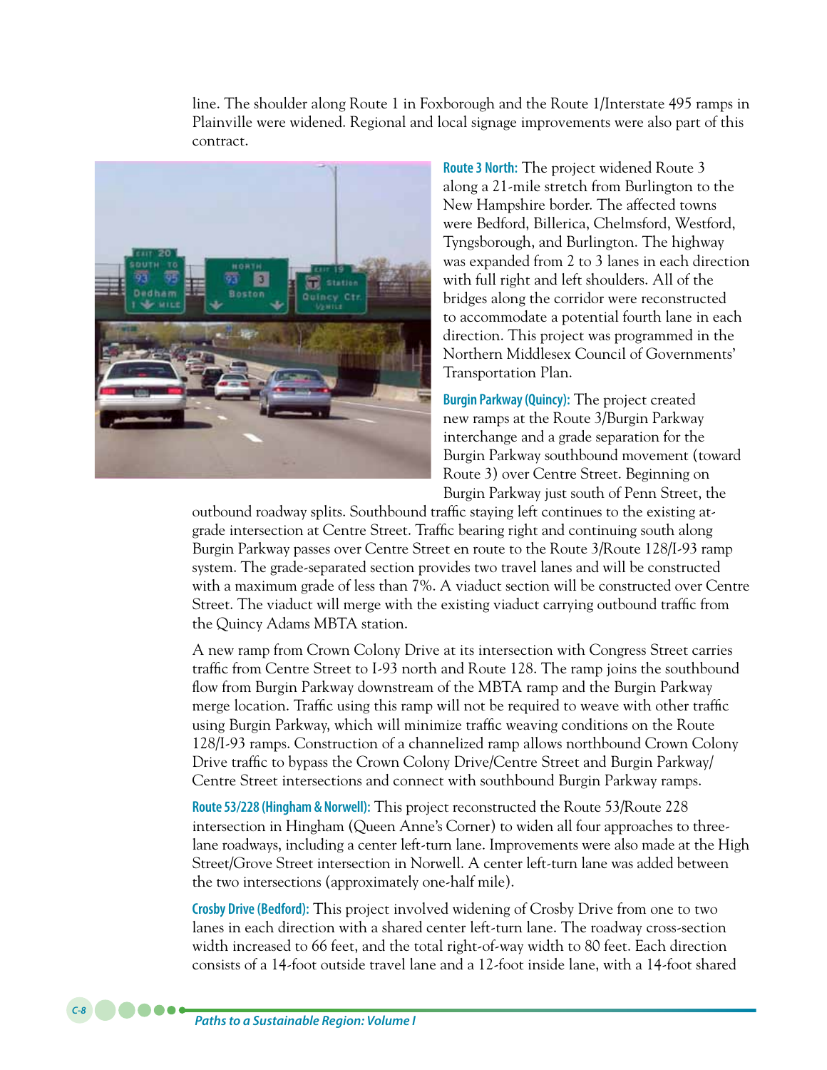line. The shoulder along Route 1 in Foxborough and the Route 1/Interstate 495 ramps in Plainville were widened. Regional and local signage improvements were also part of this contract.

**Route 3 North:** The project widened Route 3 along a 21-mile stretch from Burlington to the New Hampshire border. The affected towns were Bedford, Billerica, Chelmsford, Westford, Tyngsborough, and Burlington. The highway was expanded from 2 to 3 lanes in each direction with full right and left shoulders. All of the bridges along the corridor were reconstructed to accommodate a potential fourth lane in each direction. This project was programmed in the Northern Middlesex Council of Governments' Transportation Plan.

**Burgin Parkway (Quincy):** The project created new ramps at the Route 3/Burgin Parkway interchange and a grade separation for the Burgin Parkway southbound movement (toward Route 3) over Centre Street. Beginning on Burgin Parkway just south of Penn Street, the outbound roadway splits. Southbound traffic staying left continues to the existing at-grade intersection at Centre Street. Traffic bearing right and continuing south along Burgin Parkway passes over Centre Street en route to the Route 3/Route 128/I-93 ramp system. The grade-separated section provides two travel lanes and will be constructed with a maximum grade of less than 7%. A viaduct section will be constructed over Centre Street. The viaduct will merge with the existing viaduct carrying outbound traffic from the Quincy Adams MBTA station.

A new ramp from Crown Colony Drive at its intersection with Congress Street carries traffic from Centre Street to I-93 north and Route 128. The ramp joins the southbound flow from Burgin Parkway downstream of the MBTA ramp and the Burgin Parkway merge location. Traffic using this ramp will not be required to weave with other traffic using Burgin Parkway, which will minimize traffic weaving conditions on the Route 128/I-93 ramps. Construction of a channelized ramp allows northbound Crown Colony Drive traffic to bypass the Crown Colony Drive/Centre Street and Burgin Parkway/Centre Street intersections and connect with southbound Burgin Parkway ramps.

**Route 53/228 (Hingham & Norwell):** This project reconstructed the Route 53/Route 228 intersection in Hingham (Queen Anne's Corner) to widen all four approaches to three-lane roadways, including a center left-turn lane. Improvements were also made at the High Street/Grove Street intersection in Norwell. A center left-turn lane was added between the two intersections (approximately one-half mile).

**Crosby Drive (Bedford):** This project involved widening of Crosby Drive from one to two lanes in each direction with a shared center left-turn lane. The roadway cross-section width increased to 66 feet, and the total right-of-way width to 80 feet. Each direction consists of a 14-foot outside travel lane and a 12-foot inside lane, with a 14-foot shared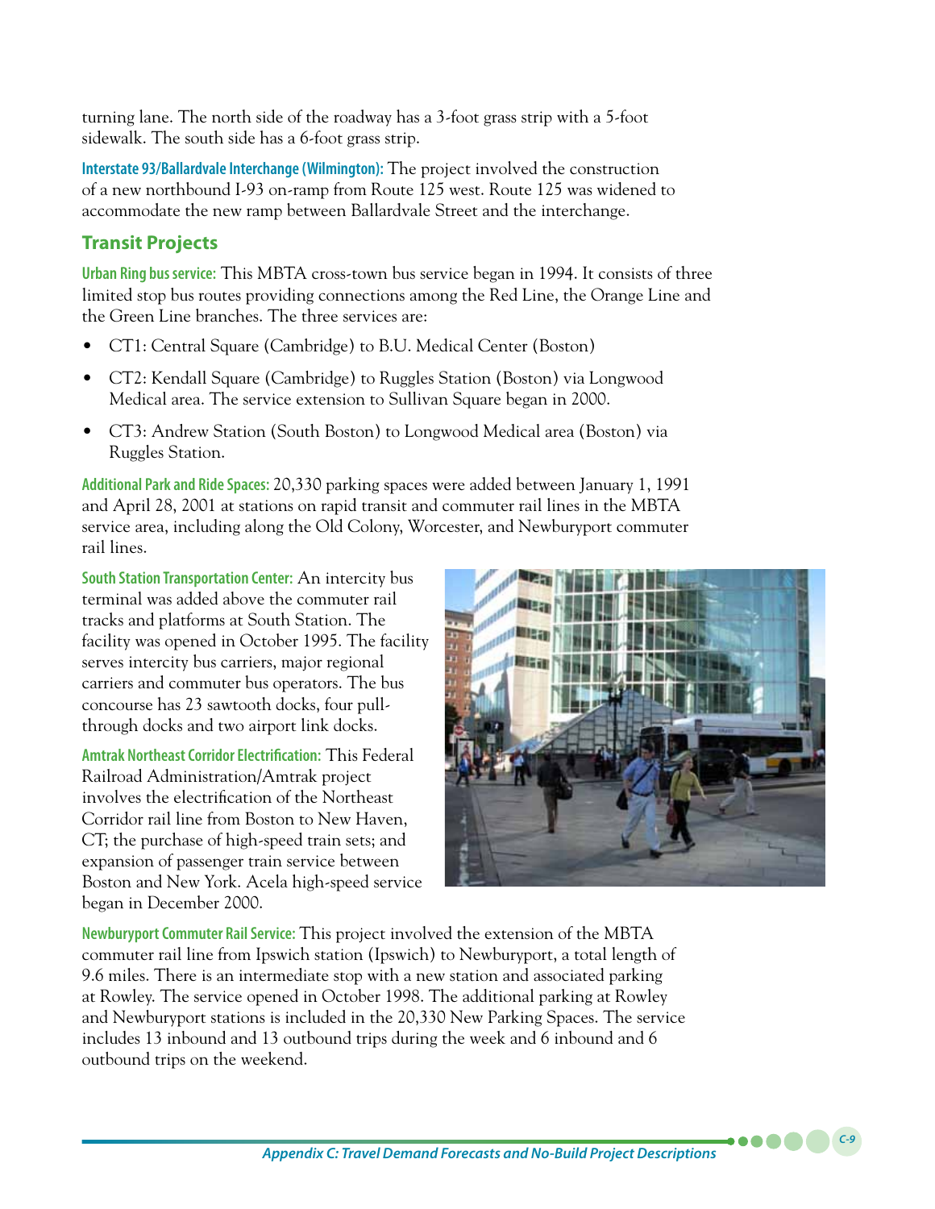turning lane. The north side of the roadway has a 3-foot grass strip with a 5-foot sidewalk. The south side has a 6-foot grass strip.

**Interstate 93/Ballardvale Interchange (Wilmington):** The project involved the construction of a new northbound I-93 on-ramp from Route 125 west. Route 125 was widened to accommodate the new ramp between Ballardvale Street and the interchange.

## Transit Projects

**Urban Ring bus service:** This MBTA cross-town bus service began in 1994. It consists of three limited stop bus routes providing connections among the Red Line, the Orange Line and the Green Line branches. The three services are:

- CT1: Central Square (Cambridge) to B.U. Medical Center (Boston)
- CT2: Kendall Square (Cambridge) to Ruggles Station (Boston) via Longwood Medical area. The service extension to Sullivan Square began in 2000.
- CT3: Andrew Station (South Boston) to Longwood Medical area (Boston) via Ruggles Station.

**Additional Park and Ride Spaces:** 20,330 parking spaces were added between January 1, 1991 and April 28, 2001 at stations on rapid transit and commuter rail lines in the MBTA service area, including along the Old Colony, Worcester, and Newburyport commuter rail lines.

**South Station Transportation Center:** An intercity bus terminal was added above the commuter rail tracks and platforms at South Station. The facility was opened in October 1995. The facility serves intercity bus carriers, major regional carriers and commuter bus operators. The bus concourse has 23 sawtooth docks, four pull-through docks and two airport link docks.

**Amtrak Northeast Corridor Electrification:** This Federal Railroad Administration/Amtrak project involves the electrification of the Northeast Corridor rail line from Boston to New Haven, CT; the purchase of high-speed train sets; and expansion of passenger train service between Boston and New York. Acela high-speed service began in December 2000.

**Newburyport Commuter Rail Service:** This project involved the extension of the MBTA commuter rail line from Ipswich station (Ipswich) to Newburyport, a total length of 9.6 miles. There is an intermediate stop with a new station and associated parking at Rowley. The service opened in October 1998. The additional parking at Rowley and Newburyport stations is included in the 20,330 New Parking Spaces. The service includes 13 inbound and 13 outbound trips during the week and 6 inbound and 6 outbound trips on the weekend.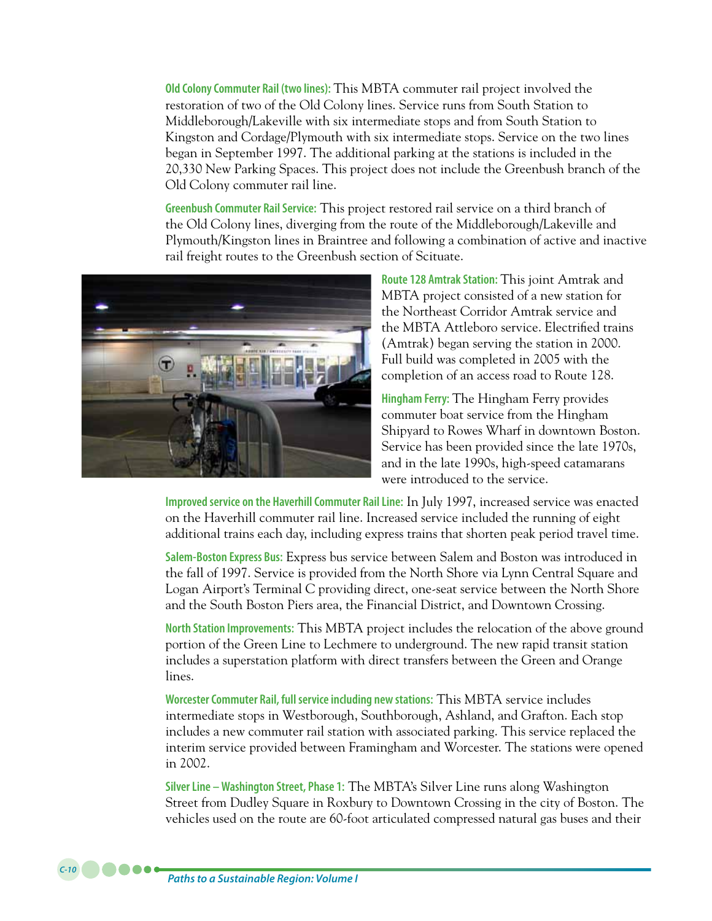**Old Colony Commuter Rail (two lines):** This MBTA commuter rail project involved the restoration of two of the Old Colony lines. Service runs from South Station to Middleborough/Lakeville with six intermediate stops and from South Station to Kingston and Cordage/Plymouth with six intermediate stops. Service on the two lines began in September 1997. The additional parking at the stations is included in the 20,330 New Parking Spaces. This project does not include the Greenbush branch of the Old Colony commuter rail line.

**Greenbush Commuter Rail Service:** This project restored rail service on a third branch of the Old Colony lines, diverging from the route of the Middleborough/Lakeville and Plymouth/Kingston lines in Braintree and following a combination of active and inactive rail freight routes to the Greenbush section of Scituate.

**Route 128 Amtrak Station:** This joint Amtrak and MBTA project consisted of a new station for the Northeast Corridor Amtrak service and the MBTA Attleboro service. Electrified trains (Amtrak) began serving the station in 2000. Full build was completed in 2005 with the completion of an access road to Route 128.

**Hingham Ferry:** The Hingham Ferry provides commuter boat service from the Hingham Shipyard to Rowes Wharf in downtown Boston. Service has been provided since the late 1970s, and in the late 1990s, high-speed catamarans were introduced to the service.

**Improved service on the Haverhill Commuter Rail Line:** In July 1997, increased service was enacted on the Haverhill commuter rail line. Increased service included the running of eight additional trains each day, including express trains that shorten peak period travel time.

**Salem-Boston Express Bus:** Express bus service between Salem and Boston was introduced in the fall of 1997. Service is provided from the North Shore via Lynn Central Square and Logan Airport's Terminal C providing direct, one-seat service between the North Shore and the South Boston Piers area, the Financial District, and Downtown Crossing.

**North Station Improvements:** This MBTA project includes the relocation of the above ground portion of the Green Line to Lechmere to underground. The new rapid transit station includes a superstation platform with direct transfers between the Green and Orange lines.

**Worcester Commuter Rail, full service including new stations:** This MBTA service includes intermediate stops in Westborough, Southborough, Ashland, and Grafton. Each stop includes a new commuter rail station with associated parking. This service replaced the interim service provided between Framingham and Worcester. The stations were opened in 2002.

**Silver Line – Washington Street, Phase 1:** The MBTA's Silver Line runs along Washington Street from Dudley Square in Roxbury to Downtown Crossing in the city of Boston. The vehicles used on the route are 60-foot articulated compressed natural gas buses and their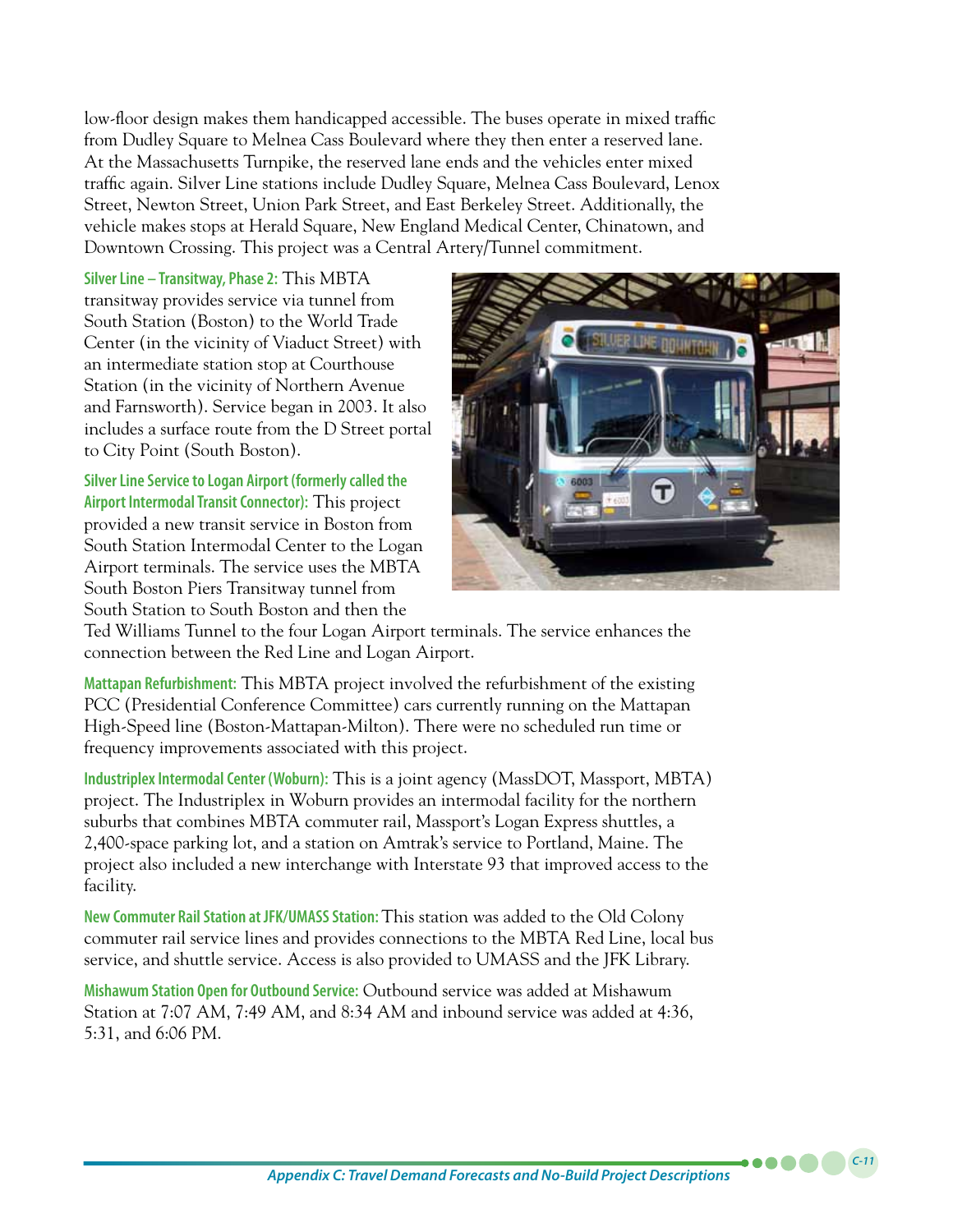low-floor design makes them handicapped accessible. The buses operate in mixed traffic from Dudley Square to Melnea Cass Boulevard where they then enter a reserved lane. At the Massachusetts Turnpike, the reserved lane ends and the vehicles enter mixed traffic again. Silver Line stations include Dudley Square, Melnea Cass Boulevard, Lenox Street, Newton Street, Union Park Street, and East Berkeley Street. Additionally, the vehicle makes stops at Herald Square, New England Medical Center, Chinatown, and Downtown Crossing. This project was a Central Artery/Tunnel commitment.

**Silver Line – Transitway, Phase 2:** This MBTA transitway provides service via tunnel from South Station (Boston) to the World Trade Center (in the vicinity of Viaduct Street) with an intermediate station stop at Courthouse Station (in the vicinity of Northern Avenue and Farnsworth). Service began in 2003. It also includes a surface route from the D Street portal to City Point (South Boston).

**Silver Line Service to Logan Airport (formerly called the Airport Intermodal Transit Connector):** This project provided a new transit service in Boston from South Station Intermodal Center to the Logan Airport terminals. The service uses the MBTA South Boston Piers Transitway tunnel from South Station to South Boston and then the Ted Williams Tunnel to the four Logan Airport terminals. The service enhances the connection between the Red Line and Logan Airport.

**Mattapan Refurbishment:** This MBTA project involved the refurbishment of the existing PCC (Presidential Conference Committee) cars currently running on the Mattapan High-Speed line (Boston-Mattapan-Milton). There were no scheduled run time or frequency improvements associated with this project.

**Industriplex Intermodal Center (Woburn):** This is a joint agency (MassDOT, Massport, MBTA) project. The Industriplex in Woburn provides an intermodal facility for the northern suburbs that combines MBTA commuter rail, Massport's Logan Express shuttles, a 2,400-space parking lot, and a station on Amtrak's service to Portland, Maine. The project also included a new interchange with Interstate 93 that improved access to the facility.

**New Commuter Rail Station at JFK/UMASS Station:** This station was added to the Old Colony commuter rail service lines and provides connections to the MBTA Red Line, local bus service, and shuttle service. Access is also provided to UMASS and the JFK Library.

**Mishawum Station Open for Outbound Service:** Outbound service was added at Mishawum Station at 7:07 AM, 7:49 AM, and 8:34 AM and inbound service was added at 4:36, 5:31, and 6:06 PM.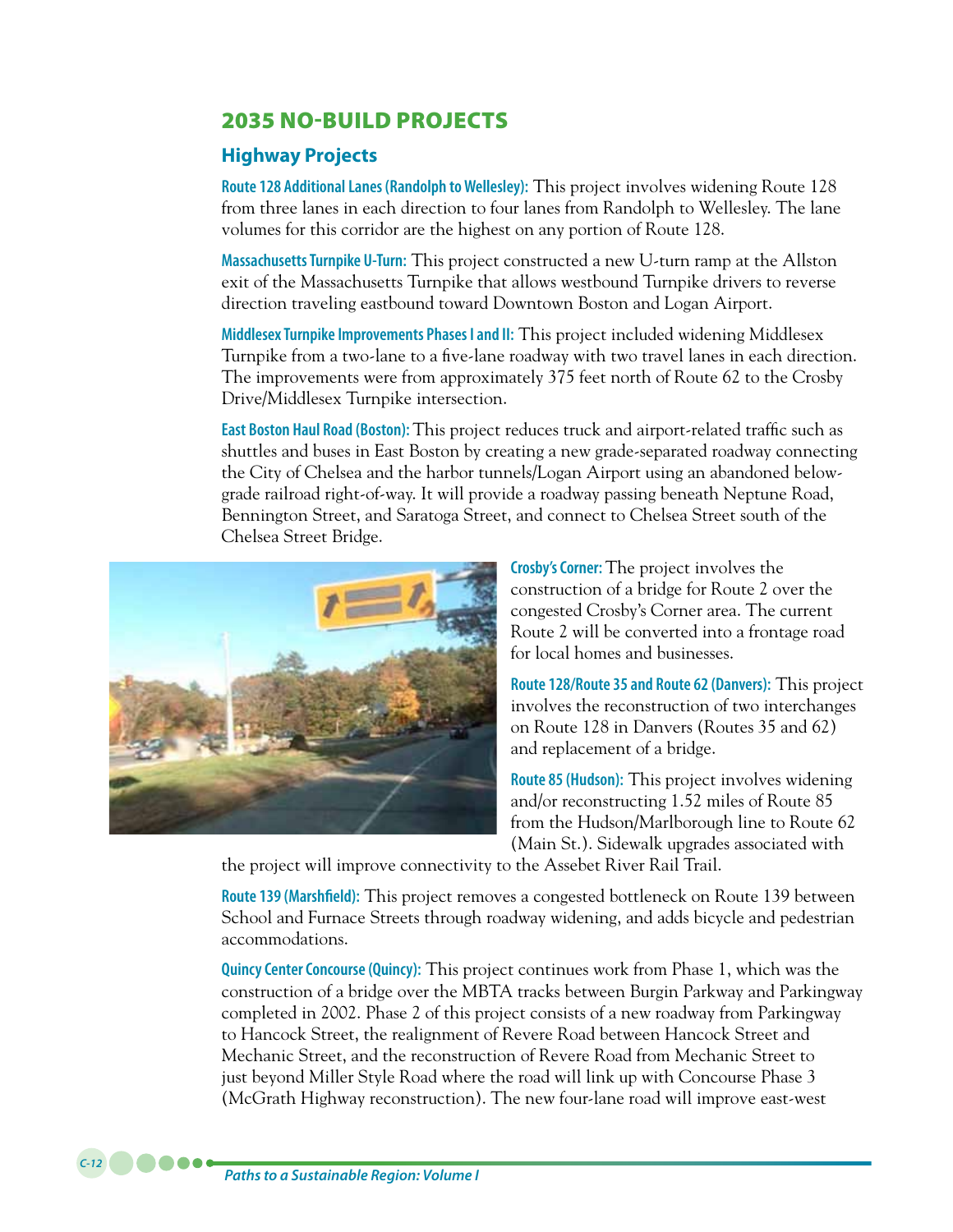## 2035 NO-BUILD PROJECTS

### Highway Projects

**Route 128 Additional Lanes (Randolph to Wellesley):** This project involves widening Route 128 from three lanes in each direction to four lanes from Randolph to Wellesley. The lane volumes for this corridor are the highest on any portion of Route 128.

**Massachusetts Turnpike U-Turn:** This project constructed a new U-turn ramp at the Allston exit of the Massachusetts Turnpike that allows westbound Turnpike drivers to reverse direction traveling eastbound toward Downtown Boston and Logan Airport.

**Middlesex Turnpike Improvements Phases I and II:** This project included widening Middlesex Turnpike from a two-lane to a five-lane roadway with two travel lanes in each direction. The improvements were from approximately 375 feet north of Route 62 to the Crosby Drive/Middlesex Turnpike intersection.

**East Boston Haul Road (Boston):** This project reduces truck and airport-related traffic such as shuttles and buses in East Boston by creating a new grade-separated roadway connecting the City of Chelsea and the harbor tunnels/Logan Airport using an abandoned below-grade railroad right-of-way. It will provide a roadway passing beneath Neptune Road, Bennington Street, and Saratoga Street, and connect to Chelsea Street south of the Chelsea Street Bridge.

**Crosby's Corner:** The project involves the construction of a bridge for Route 2 over the congested Crosby's Corner area. The current Route 2 will be converted into a frontage road for local homes and businesses.

**Route 128/Route 35 and Route 62 (Danvers):** This project involves the reconstruction of two interchanges on Route 128 in Danvers (Routes 35 and 62) and replacement of a bridge.

**Route 85 (Hudson):** This project involves widening and/or reconstructing 1.52 miles of Route 85 from the Hudson/Marlborough line to Route 62 (Main St.). Sidewalk upgrades associated with the project will improve connectivity to the Assebet River Rail Trail.

**Route 139 (Marshfield):** This project removes a congested bottleneck on Route 139 between School and Furnace Streets through roadway widening, and adds bicycle and pedestrian accommodations.

**Quincy Center Concourse (Quincy):** This project continues work from Phase 1, which was the construction of a bridge over the MBTA tracks between Burgin Parkway and Parkingway completed in 2002. Phase 2 of this project consists of a new roadway from Parkingway to Hancock Street, the realignment of Revere Road between Hancock Street and Mechanic Street, and the reconstruction of Revere Road from Mechanic Street to just beyond Miller Style Road where the road will link up with Concourse Phase 3 (McGrath Highway reconstruction). The new four-lane road will improve east-west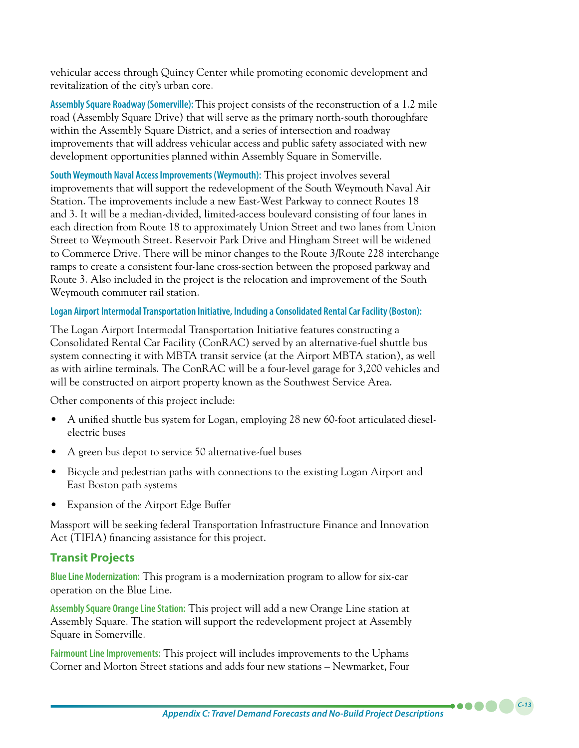vehicular access through Quincy Center while promoting economic development and revitalization of the city's urban core.

**Assembly Square Roadway (Somerville):** This project consists of the reconstruction of a 1.2 mile road (Assembly Square Drive) that will serve as the primary north-south thoroughfare within the Assembly Square District, and a series of intersection and roadway improvements that will address vehicular access and public safety associated with new development opportunities planned within Assembly Square in Somerville.

**South Weymouth Naval Access Improvements (Weymouth):** This project involves several improvements that will support the redevelopment of the South Weymouth Naval Air Station. The improvements include a new East-West Parkway to connect Routes 18 and 3. It will be a median-divided, limited-access boulevard consisting of four lanes in each direction from Route 18 to approximately Union Street and two lanes from Union Street to Weymouth Street. Reservoir Park Drive and Hingham Street will be widened to Commerce Drive. There will be minor changes to the Route 3/Route 228 interchange ramps to create a consistent four-lane cross-section between the proposed parkway and Route 3. Also included in the project is the relocation and improvement of the South Weymouth commuter rail station.

**Logan Airport Intermodal Transportation Initiative, Including a Consolidated Rental Car Facility (Boston):**

The Logan Airport Intermodal Transportation Initiative features constructing a Consolidated Rental Car Facility (ConRAC) served by an alternative-fuel shuttle bus system connecting it with MBTA transit service (at the Airport MBTA station), as well as with airline terminals. The ConRAC will be a four-level garage for 3,200 vehicles and will be constructed on airport property known as the Southwest Service Area.

Other components of this project include:

- A unified shuttle bus system for Logan, employing 28 new 60-foot articulated diesel-electric buses
- A green bus depot to service 50 alternative-fuel buses
- Bicycle and pedestrian paths with connections to the existing Logan Airport and East Boston path systems
- Expansion of the Airport Edge Buffer

Massport will be seeking federal Transportation Infrastructure Finance and Innovation Act (TIFIA) financing assistance for this project.

## Transit Projects

**Blue Line Modernization:** This program is a modernization program to allow for six-car operation on the Blue Line.

**Assembly Square Orange Line Station:** This project will add a new Orange Line station at Assembly Square. The station will support the redevelopment project at Assembly Square in Somerville.

**Fairmount Line Improvements:** This project will includes improvements to the Uphams Corner and Morton Street stations and adds four new stations – Newmarket, Four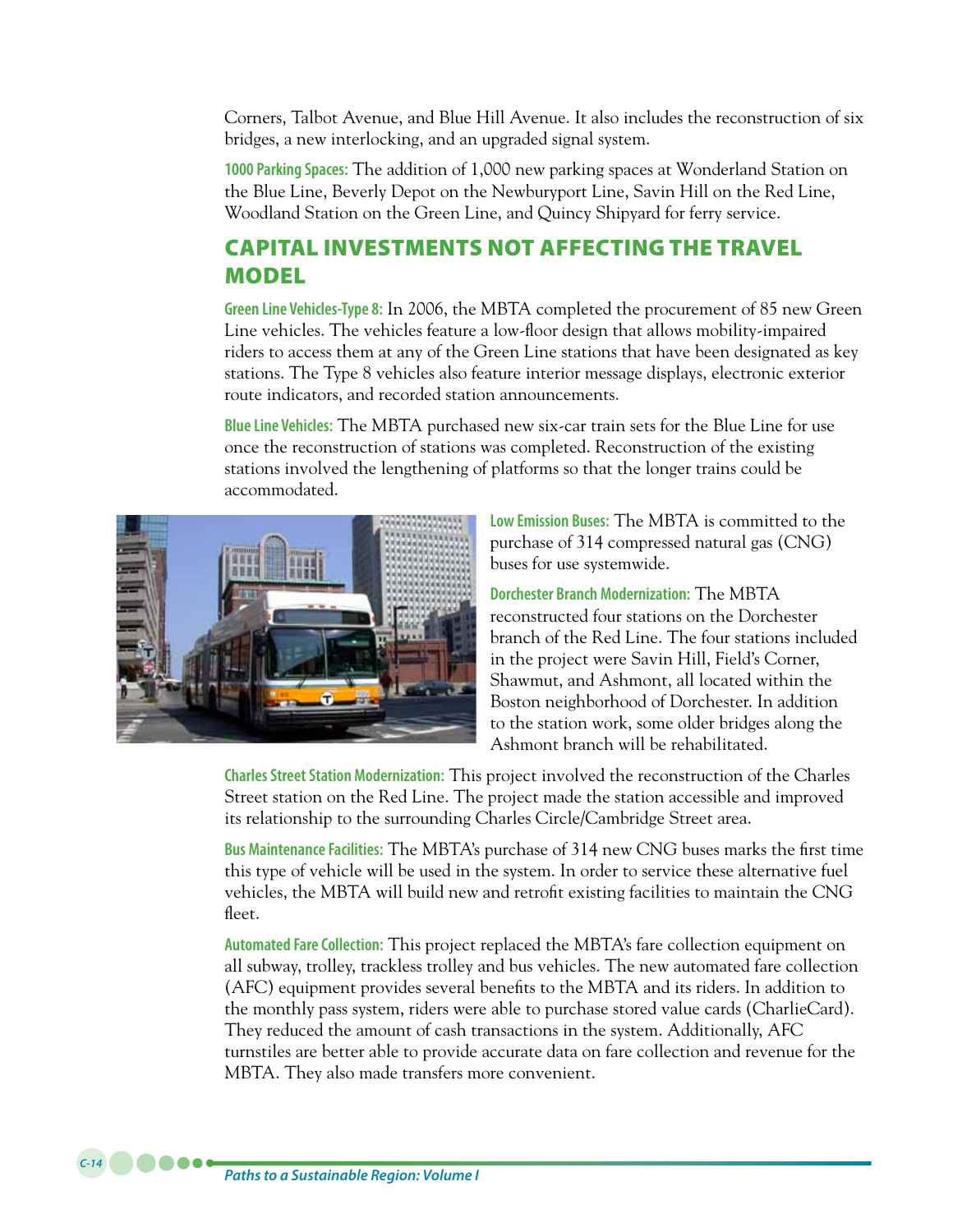Corners, Talbot Avenue, and Blue Hill Avenue. It also includes the reconstruction of six bridges, a new interlocking, and an upgraded signal system.

**1000 Parking Spaces:** The addition of 1,000 new parking spaces at Wonderland Station on the Blue Line, Beverly Depot on the Newburyport Line, Savin Hill on the Red Line, Woodland Station on the Green Line, and Quincy Shipyard for ferry service.

## CAPITAL INVESTMENTS NOT AFFECTING THE TRAVEL MODEL

**Green Line Vehicles-Type 8:** In 2006, the MBTA completed the procurement of 85 new Green Line vehicles. The vehicles feature a low-floor design that allows mobility-impaired riders to access them at any of the Green Line stations that have been designated as key stations. The Type 8 vehicles also feature interior message displays, electronic exterior route indicators, and recorded station announcements.

**Blue Line Vehicles:** The MBTA purchased new six-car train sets for the Blue Line for use once the reconstruction of stations was completed. Reconstruction of the existing stations involved the lengthening of platforms so that the longer trains could be accommodated.

**Low Emission Buses:** The MBTA is committed to the purchase of 314 compressed natural gas (CNG) buses for use systemwide.

**Dorchester Branch Modernization:** The MBTA reconstructed four stations on the Dorchester branch of the Red Line. The four stations included in the project were Savin Hill, Field's Corner, Shawmut, and Ashmont, all located within the Boston neighborhood of Dorchester. In addition to the station work, some older bridges along the Ashmont branch will be rehabilitated.

**Charles Street Station Modernization:** This project involved the reconstruction of the Charles Street station on the Red Line. The project made the station accessible and improved its relationship to the surrounding Charles Circle/Cambridge Street area.

**Bus Maintenance Facilities:** The MBTA's purchase of 314 new CNG buses marks the first time this type of vehicle will be used in the system. In order to service these alternative fuel vehicles, the MBTA will build new and retrofit existing facilities to maintain the CNG fleet.

**Automated Fare Collection:** This project replaced the MBTA's fare collection equipment on all subway, trolley, trackless trolley and bus vehicles. The new automated fare collection (AFC) equipment provides several benefits to the MBTA and its riders. In addition to the monthly pass system, riders were able to purchase stored value cards (CharlieCard). They reduced the amount of cash transactions in the system. Additionally, AFC turnstiles are better able to provide accurate data on fare collection and revenue for the MBTA. They also made transfers more convenient.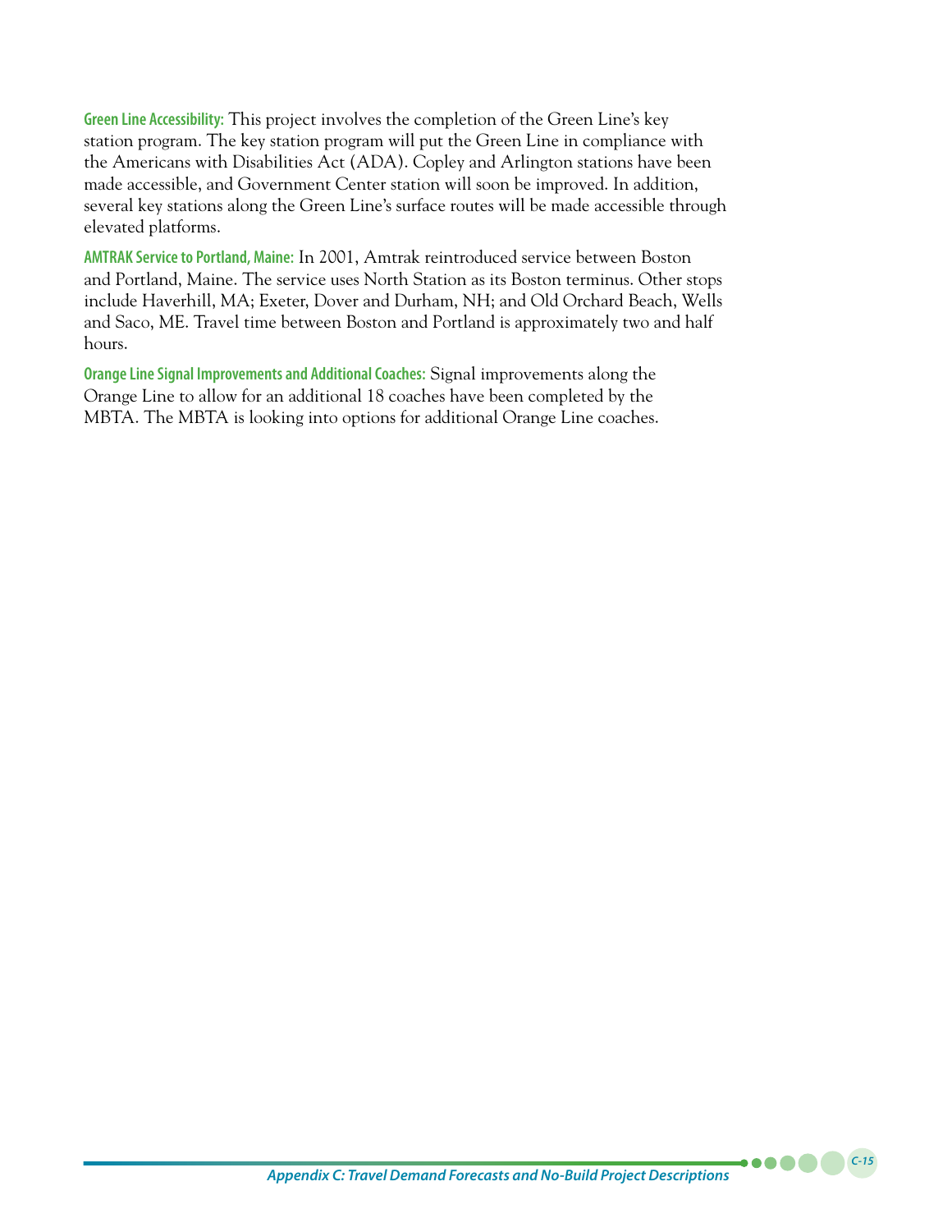**Green Line Accessibility:** This project involves the completion of the Green Line's key station program. The key station program will put the Green Line in compliance with the Americans with Disabilities Act (ADA). Copley and Arlington stations have been made accessible, and Government Center station will soon be improved. In addition, several key stations along the Green Line's surface routes will be made accessible through elevated platforms.

**AMTRAK Service to Portland, Maine:** In 2001, Amtrak reintroduced service between Boston and Portland, Maine. The service uses North Station as its Boston terminus. Other stops include Haverhill, MA; Exeter, Dover and Durham, NH; and Old Orchard Beach, Wells and Saco, ME. Travel time between Boston and Portland is approximately two and half hours.

**Orange Line Signal Improvements and Additional Coaches:** Signal improvements along the Orange Line to allow for an additional 18 coaches have been completed by the MBTA. The MBTA is looking into options for additional Orange Line coaches.